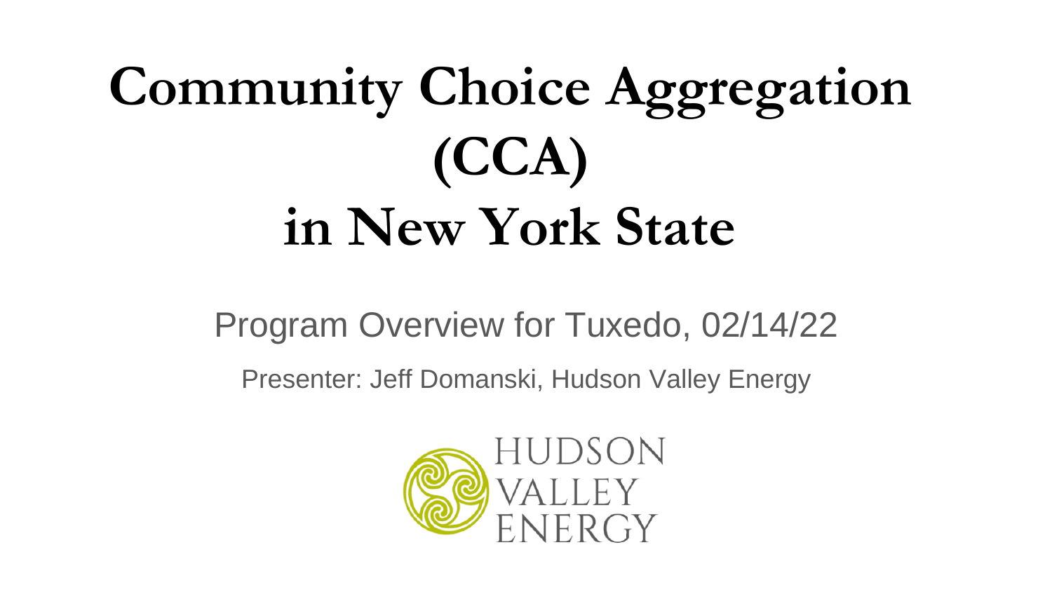# Community Choice Aggregation (CCA) in New York State

Program Overview for Tuxedo, 02/14/22

Presenter: Jeff Domanski, Hudson Valley Energy

HUDSON VALLEY ENERGY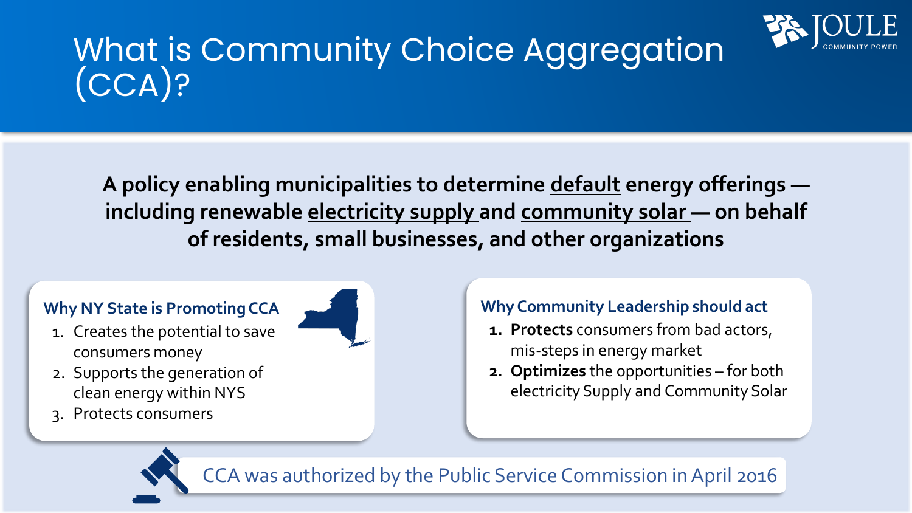# What is Community Choice Aggregation (CCA)?

**A policy enabling municipalities to determine <u>default</u> energy offerings — including renewable <u>electricity supply</u> and <u>community solar</u> — on behalf of residents, small businesses, and other organizations**

### Why NY State is Promoting CCA

1. Creates the potential to save consumers money
2. Supports the generation of clean energy within NYS
3. Protects consumers

### Why Community Leadership should act

1. **Protects** consumers from bad actors, mis-steps in energy market
2. **Optimizes** the opportunities – for both electricity Supply and Community Solar

CCA was authorized by the Public Service Commission in April 2016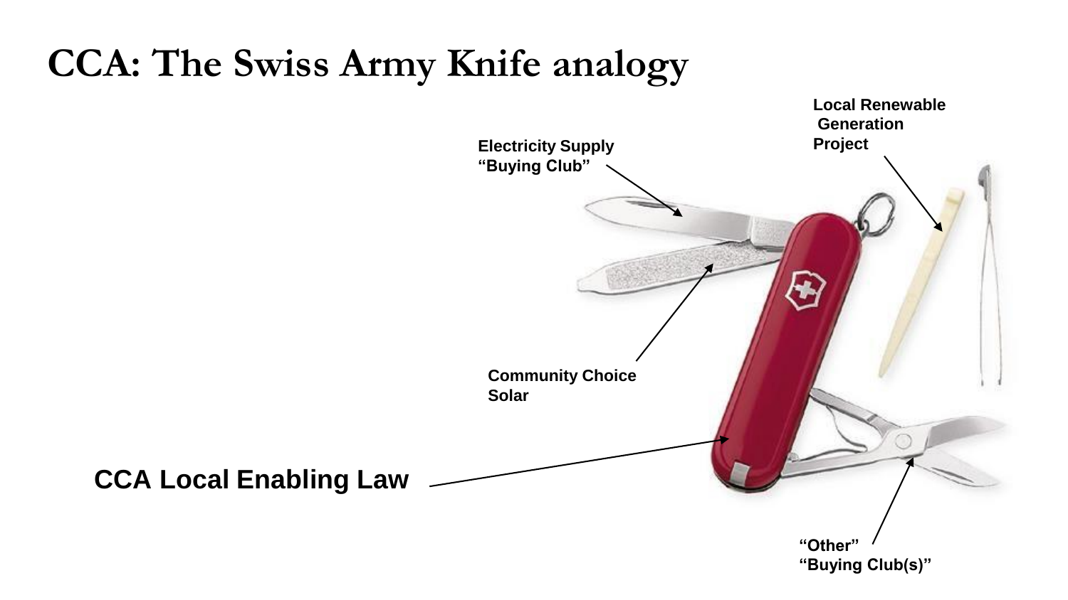# CCA: The Swiss Army Knife analogy

Electricity Supply "Buying Club"

Local Renewable Generation Project

Community Choice Solar

CCA Local Enabling Law

"Other" "Buying Club(s)"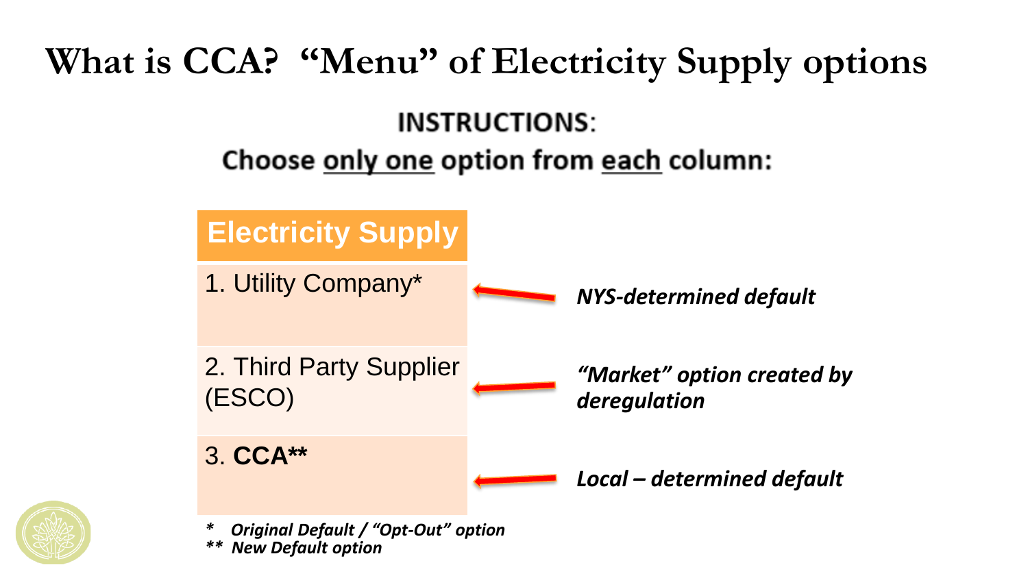# What is CCA? "Menu" of Electricity Supply options

**INSTRUCTIONS:**

**Choose <u>only one</u> option from <u>each</u> column:**

| Electricity Supply | | |
|---|---|---|
| 1. Utility Company* | ← | ***NYS-determined default*** |
| 2. Third Party Supplier (ESCO) | ← | ***"Market" option created by deregulation*** |
| 3. **CCA**** | ← | ***Local – determined default*** |

****   Original Default / "Opt-Out" option***

*****  New Default option***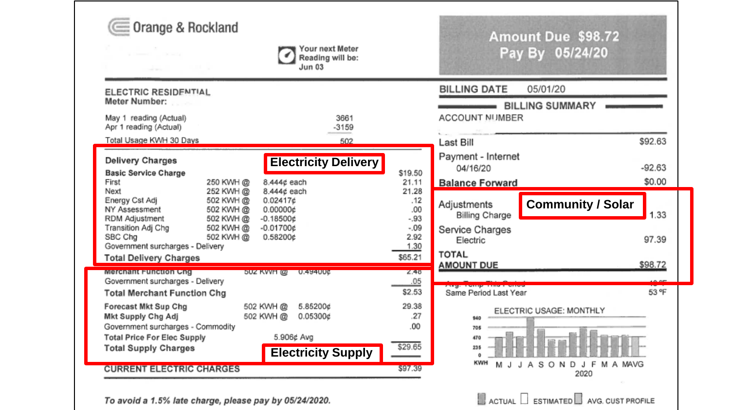Orange & Rockland

Your next Meter Reading will be: Jun 03

**Amount Due $98.72**
**Pay By 05/24/20**

## ELECTRIC RESIDENTIAL

**Meter Number:**

| | |
|---|---|
| May 1 reading (Actual) | 3661 |
| Apr 1 reading (Actual) | -3159 |
| Total Usage KWH 30 Days | 502 |

**Electricity Delivery**

| **Delivery Charges** | | | |
|---|---|---|---|
| **Basic Service Charge** | | | $19.50 |
| First | 250 KWH @ | 8.444¢ each | 21.11 |
| Next | 252 KWH @ | 8.444¢ each | 21.28 |
| Energy Cst Adj | 502 KWH @ | 0.02417¢ | .12 |
| NY Assessment | 502 KWH @ | 0.00000¢ | .00 |
| RDM Adjustment | 502 KWH @ | -0.18500¢ | -.93 |
| Transition Adj Chg | 502 KWH @ | -0.01700¢ | -.09 |
| SBC Chg | 502 KWH @ | 0.58200¢ | 2.92 |
| Government surcharges - Delivery | | | 1.30 |
| **Total Delivery Charges** | | | $65.21 |

**Electricity Supply**

| | | | |
|---|---|---|---|
| **Merchant Function Chg** | 502 KWH @ | 0.49400¢ | 2.48 |
| Government surcharges - Delivery | | | .05 |
| **Total Merchant Function Chg** | | | $2.53 |
| **Forecast Mkt Sup Chg** | 502 KWH @ | 5.85200¢ | 29.38 |
| **Mkt Supply Chg Adj** | 502 KWH @ | 0.05300¢ | .27 |
| Government surcharges - Commodity | | | .00 |
| **Total Price For Elec Supply** | | 5.906¢ Avg | |
| **Total Supply Charges** | | | $29.65 |

**CURRENT ELECTRIC CHARGES** $97.39

*To avoid a 1.5% late charge, please pay by 05/24/2020.*

**BILLING DATE** 05/01/20

## BILLING SUMMARY

ACCOUNT NUMBER

| | |
|---|---|
| Last Bill | $92.63 |
| Payment - Internet 04/16/20 | -92.63 |
| **Balance Forward** | $0.00 |

**Community / Solar**

| | |
|---|---|
| Adjustments | |
| Billing Charge | 1.33 |
| Service Charges | |
| Electric | 97.39 |
| **TOTAL AMOUNT DUE** | **$98.72** |

| | |
|---|---|
| Avg. Temp This Period | 48 °F |
| Same Period Last Year | 53 °F |

ELECTRIC USAGE: MONTHLY

KWH: 940, 705, 470, 235, 0

M J J A S O N D J F M A MAVG

2020

ACTUAL ESTIMATED AVG. CUST PROFILE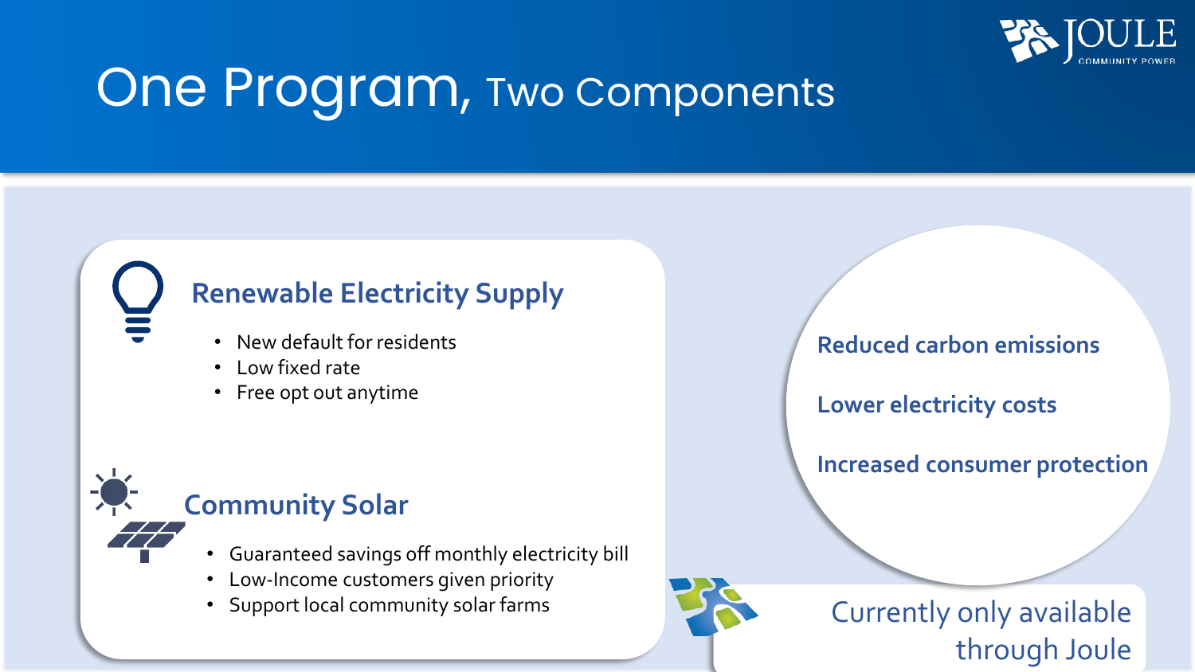# One Program, Two Components

## Renewable Electricity Supply

- New default for residents
- Low fixed rate
- Free opt out anytime

## Community Solar

- Guaranteed savings off monthly electricity bill
- Low-Income customers given priority
- Support local community solar farms

**Reduced carbon emissions**

**Lower electricity costs**

**Increased consumer protection**

Currently only available through Joule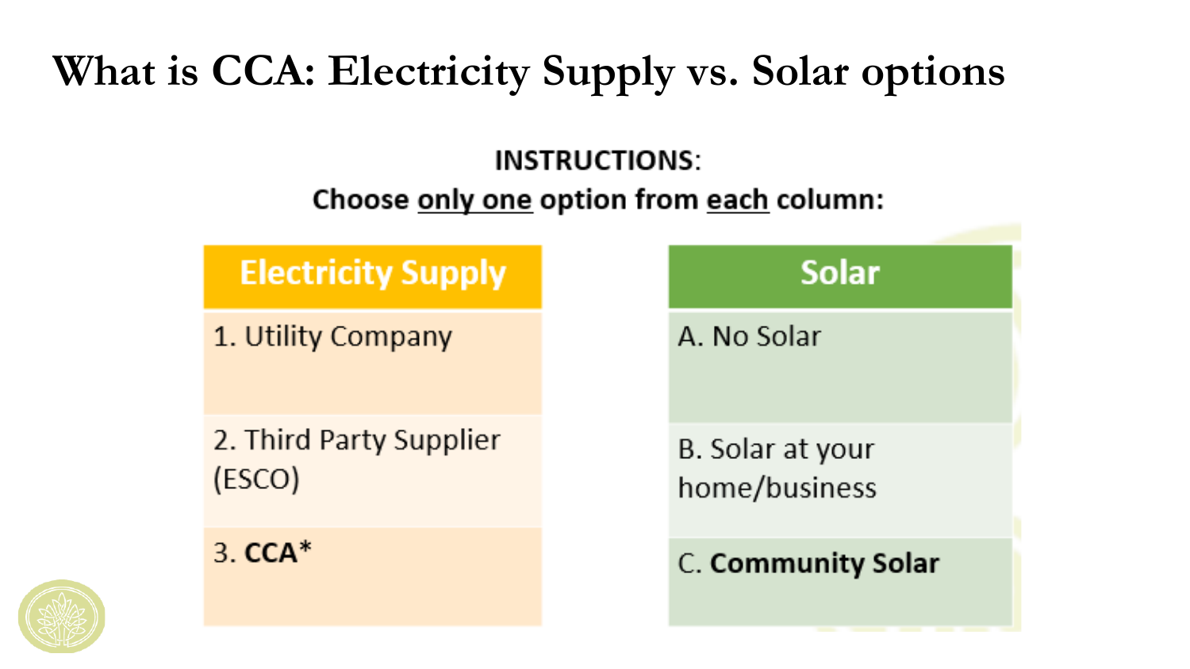# What is CCA: Electricity Supply vs. Solar options

**INSTRUCTIONS**:

**Choose only one option from each column:**

| Electricity Supply | Solar |
| --- | --- |
| 1. Utility Company | A. No Solar |
| 2. Third Party Supplier (ESCO) | B. Solar at your home/business |
| 3. **CCA*** | C. **Community Solar** |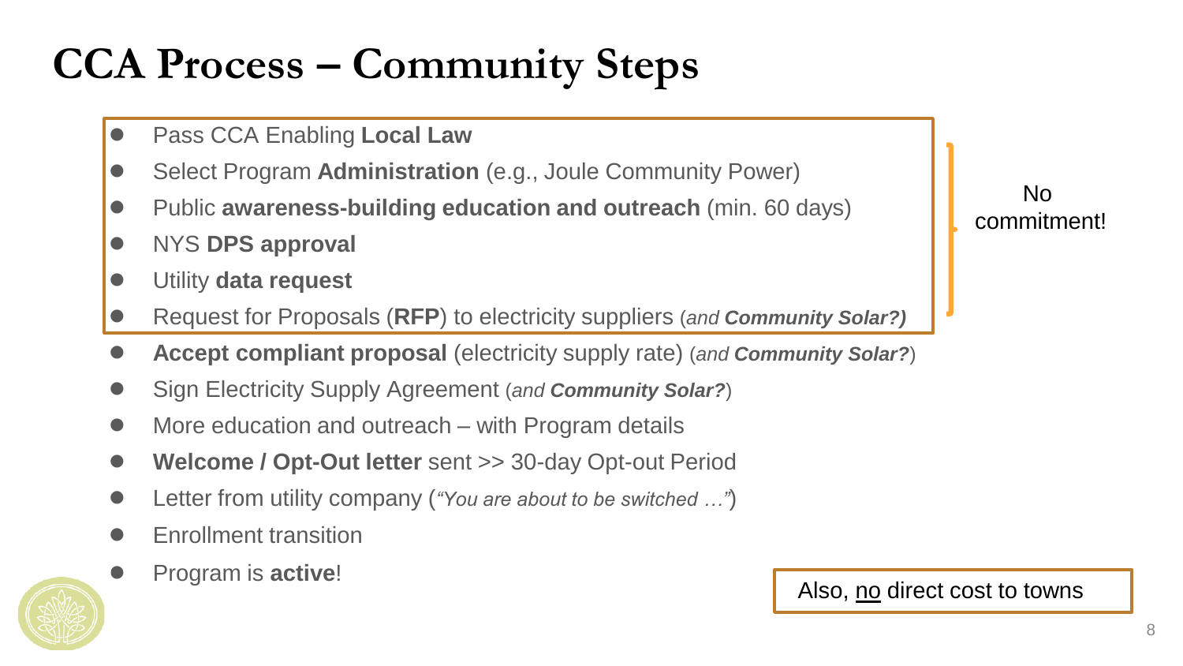# CCA Process – Community Steps

- Pass CCA Enabling **Local Law**
- Select Program **Administration** (e.g., Joule Community Power)
- Public **awareness-building education and outreach** (min. 60 days)
- NYS **DPS approval**
- Utility **data request**
- Request for Proposals (**RFP**) to electricity suppliers *(and **Community Solar?**)*

No commitment!

- **Accept compliant proposal** (electricity supply rate) (*and **Community Solar?***)
- Sign Electricity Supply Agreement (*and **Community Solar?***)
- More education and outreach – with Program details
- **Welcome / Opt-Out letter** sent >> 30-day Opt-out Period
- Letter from utility company (*"You are about to be switched …"*)
- Enrollment transition
- Program is **active**!

Also, <u>no</u> direct cost to towns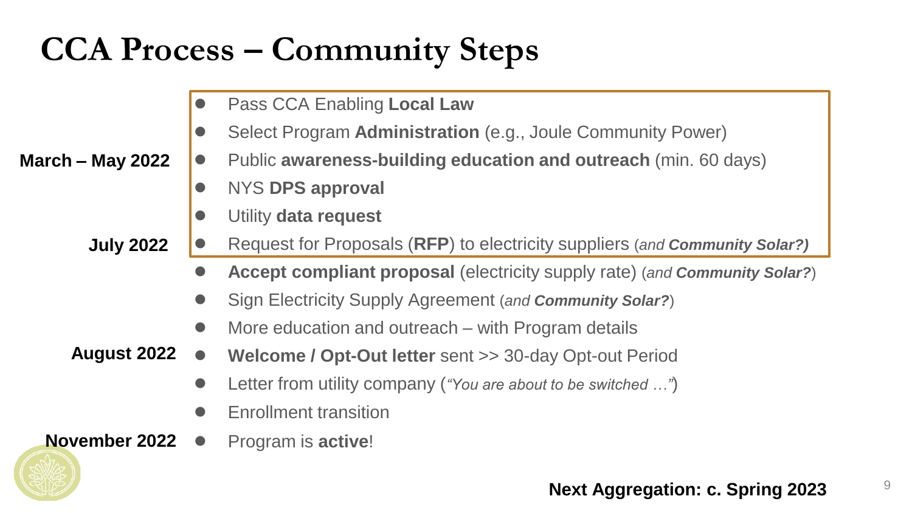# CCA Process – Community Steps

**March – May 2022**

- Pass CCA Enabling **Local Law**
- Select Program **Administration** (e.g., Joule Community Power)
- Public **awareness-building education and outreach** (min. 60 days)
- NYS **DPS approval**
- Utility **data request**

**July 2022**

- Request for Proposals (**RFP**) to electricity suppliers *(and **Community Solar?**)*
- **Accept compliant proposal** (electricity supply rate) (*and **Community Solar?***)
- Sign Electricity Supply Agreement (*and **Community Solar?***)
- More education and outreach – with Program details

**August 2022**

- **Welcome / Opt-Out letter** sent >> 30-day Opt-out Period
- Letter from utility company (*"You are about to be switched …"*)
- Enrollment transition

**November 2022**

- Program is **active**!

**Next Aggregation: c. Spring 2023**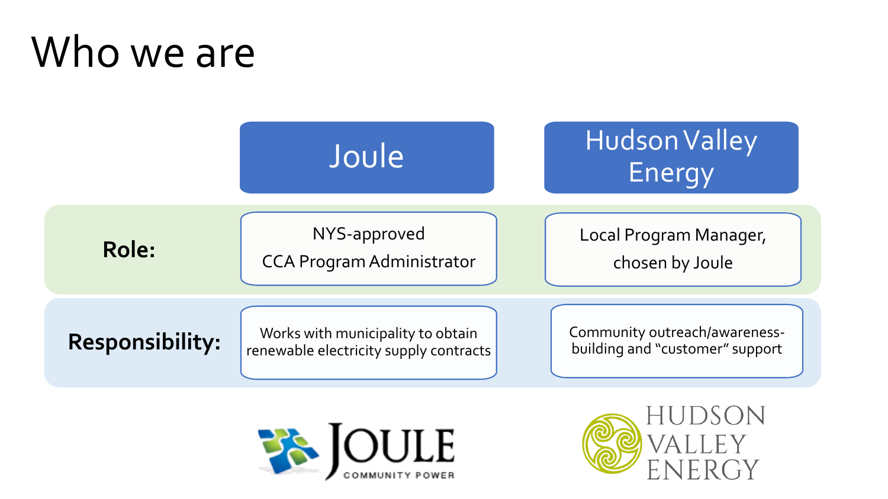# Who we are

| | Joule | Hudson Valley Energy |
| --- | --- | --- |
| **Role:** | NYS-approved CCA Program Administrator | Local Program Manager, chosen by Joule |
| **Responsibility:** | Works with municipality to obtain renewable electricity supply contracts | Community outreach/awareness-building and "customer" support |

JOULE COMMUNITY POWER

HUDSON VALLEY ENERGY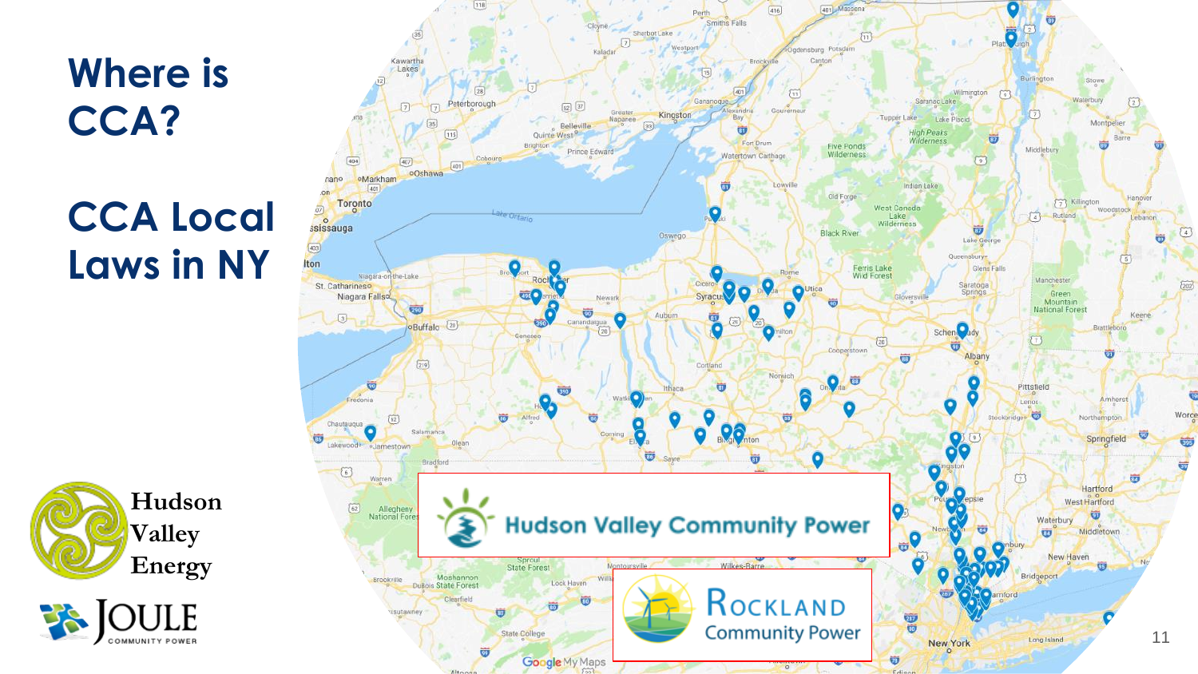# Where is CCA?

# CCA Local Laws in NY

Hudson Valley Energy

JOULE COMMUNITY POWER

Hudson Valley Community Power

ROCKLAND Community Power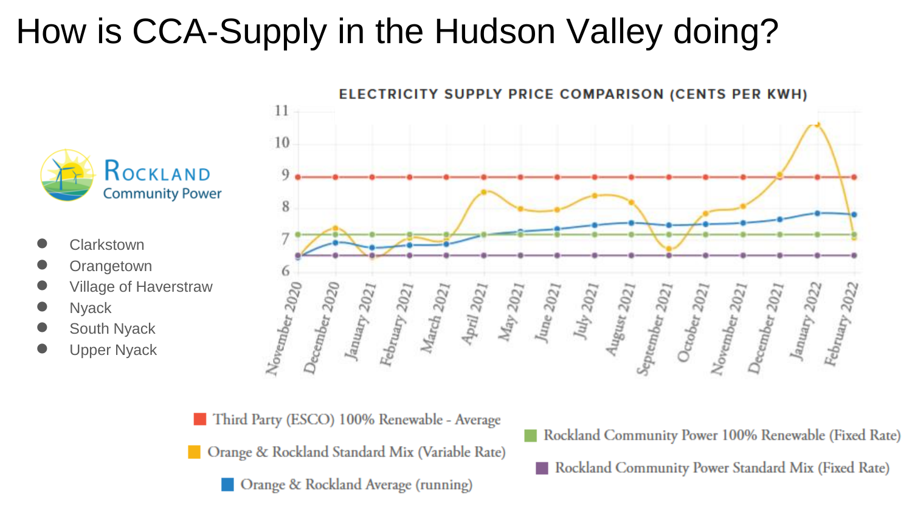# How is CCA-Supply in the Hudson Valley doing?

Rockland Community Power

- Clarkstown
- Orangetown
- Village of Haverstraw
- Nyack
- South Nyack
- Upper Nyack

ELECTRICITY SUPPLY PRICE COMPARISON (CENTS PER KWH)

- Third Party (ESCO) 100% Renewable - Average
- Orange & Rockland Standard Mix (Variable Rate)
- Orange & Rockland Average (running)
- Rockland Community Power 100% Renewable (Fixed Rate)
- Rockland Community Power Standard Mix (Fixed Rate)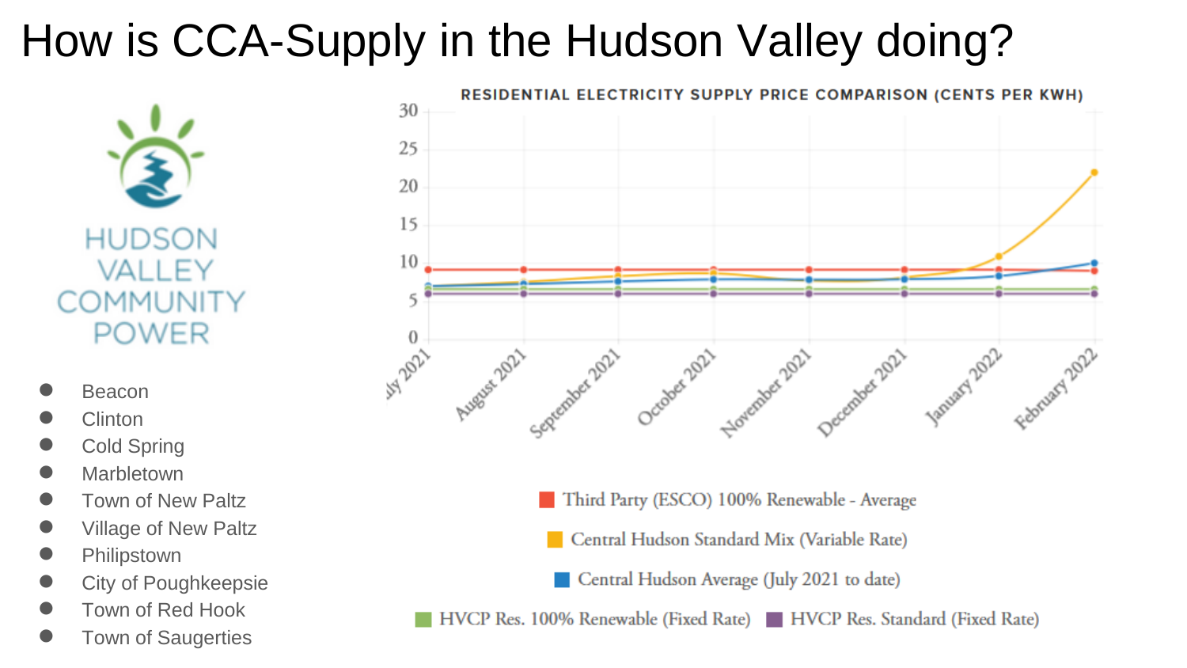# How is CCA-Supply in the Hudson Valley doing?

HUDSON VALLEY COMMUNITY POWER

- Beacon
- Clinton
- Cold Spring
- Marbletown
- Town of New Paltz
- Village of New Paltz
- Philipstown
- City of Poughkeepsie
- Town of Red Hook
- Town of Saugerties

**RESIDENTIAL ELECTRICITY SUPPLY PRICE COMPARISON (CENTS PER KWH)**

Months: July 2021, August 2021, September 2021, October 2021, November 2021, December 2021, January 2022, February 2022

Y-axis: 0, 5, 10, 15, 20, 25, 30

- Third Party (ESCO) 100% Renewable - Average
- Central Hudson Standard Mix (Variable Rate)
- Central Hudson Average (July 2021 to date)
- HVCP Res. 100% Renewable (Fixed Rate)
- HVCP Res. Standard (Fixed Rate)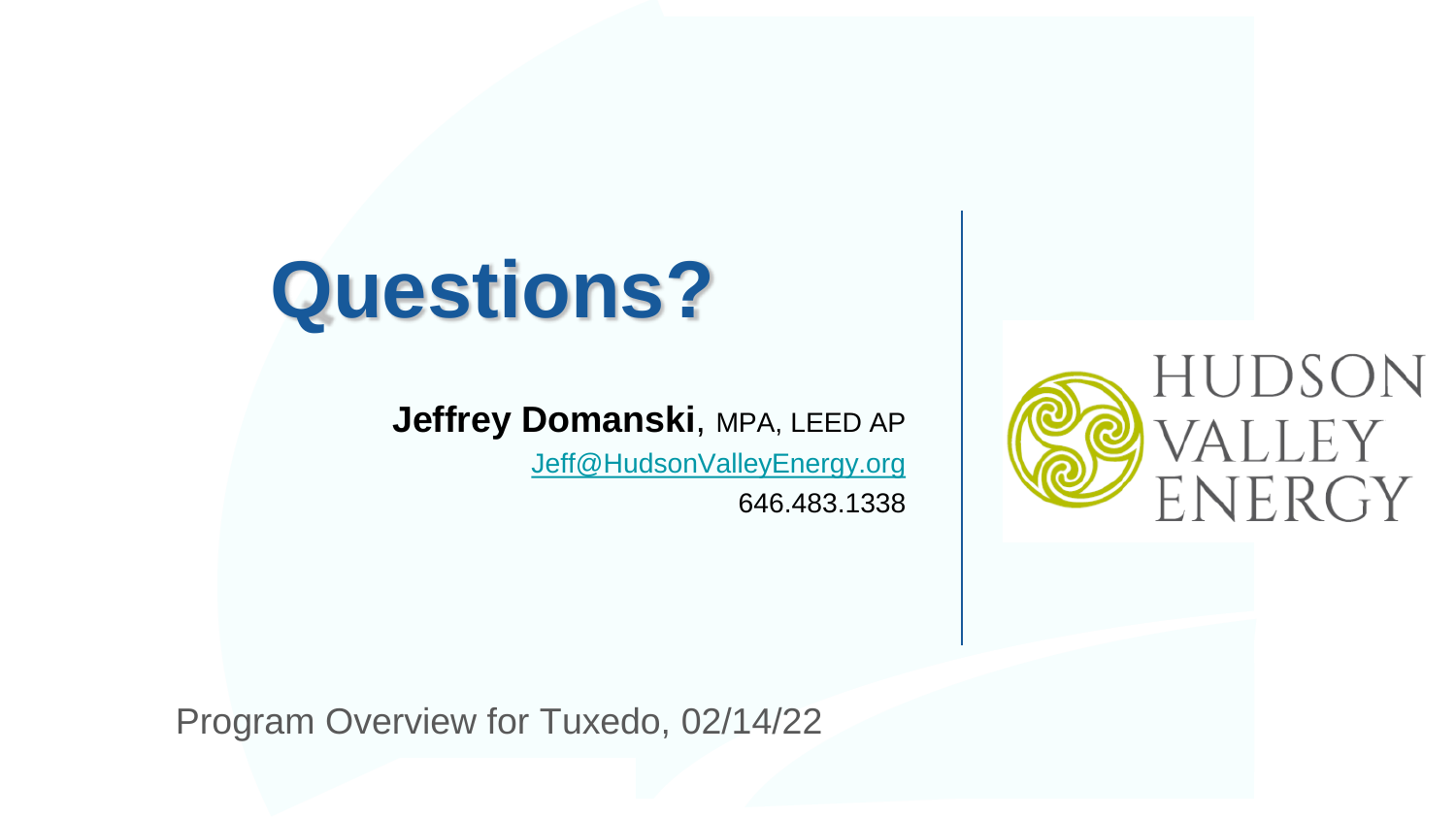# Questions?

**Jeffrey Domanski**, MPA, LEED AP

Jeff@HudsonValleyEnergy.org

646.483.1338

HUDSON VALLEY ENERGY

Program Overview for Tuxedo, 02/14/22